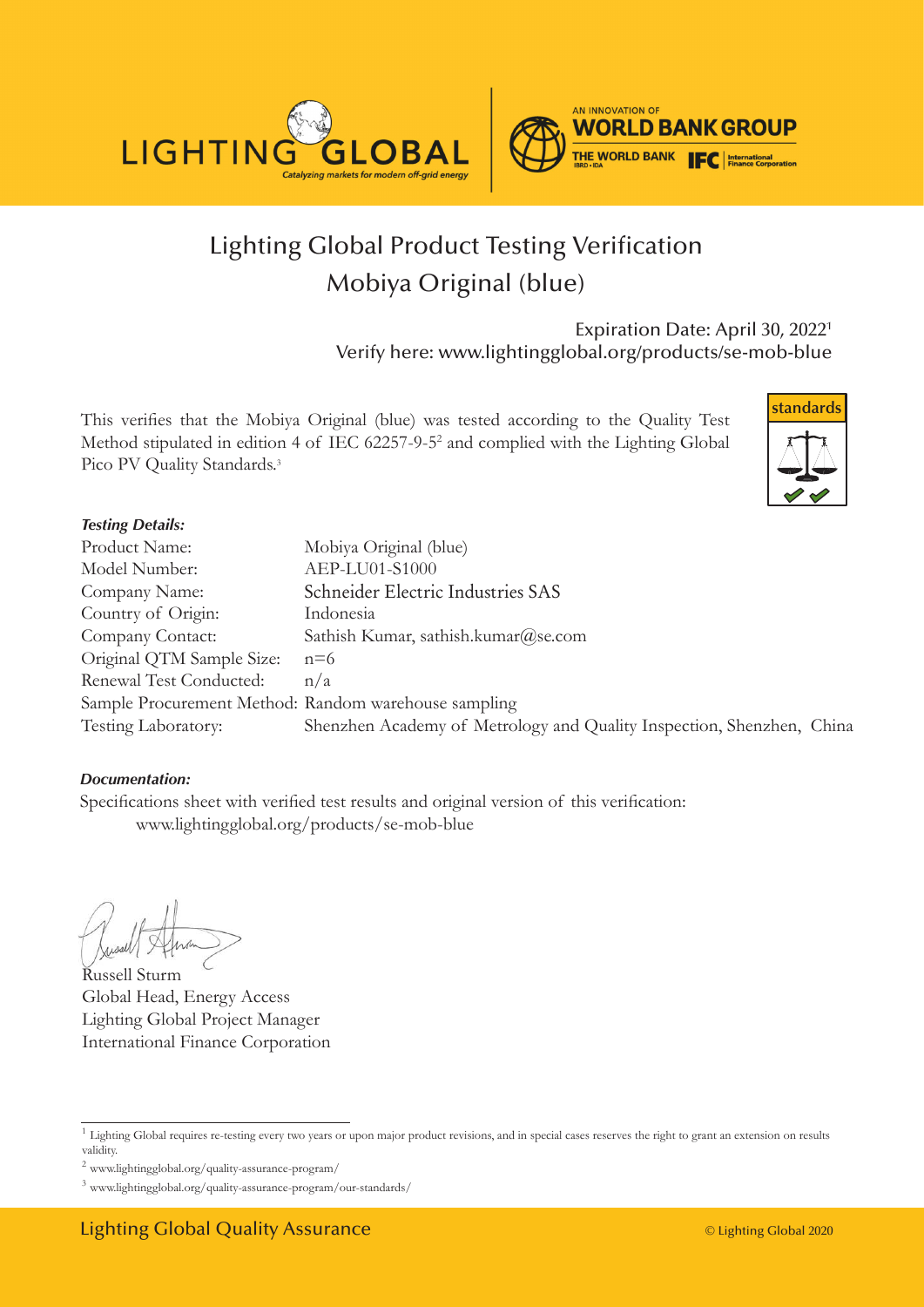# Lighting Global Product Testing Verification

## Mobiya Original (blue)

Expiration Date: April 30, 2022[1]
Verify here: www.lightingglobal.org/products/se-mob-blue

This verifies that the Mobiya Original (blue) was tested according to the Quality Test Method stipulated in edition 4 of IEC 62257-9-5[2] and complied with the Lighting Global Pico PV Quality Standards.[3]

***Testing Details:***

| | |
|---|---|
| Product Name: | Mobiya Original (blue) |
| Model Number: | AEP-LU01-S1000 |
| Company Name: | Schneider Electric Industries SAS |
| Country of Origin: | Indonesia |
| Company Contact: | Sathish Kumar, sathish.kumar@se.com |
| Original QTM Sample Size: | n=6 |
| Renewal Test Conducted: | n/a |
| Sample Procurement Method: | Random warehouse sampling |
| Testing Laboratory: | Shenzhen Academy of Metrology and Quality Inspection, Shenzhen, China |

***Documentation:***

Specifications sheet with verified test results and original version of this verification:
www.lightingglobal.org/products/se-mob-blue

Russell Sturm
Global Head, Energy Access
Lighting Global Project Manager
International Finance Corporation

[1] Lighting Global requires re-testing every two years or upon major product revisions, and in special cases reserves the right to grant an extension on results validity.

[2] www.lightingglobal.org/quality-assurance-program/

[3] www.lightingglobal.org/quality-assurance-program/our-standards/

Lighting Global Quality Assurance

© Lighting Global 2020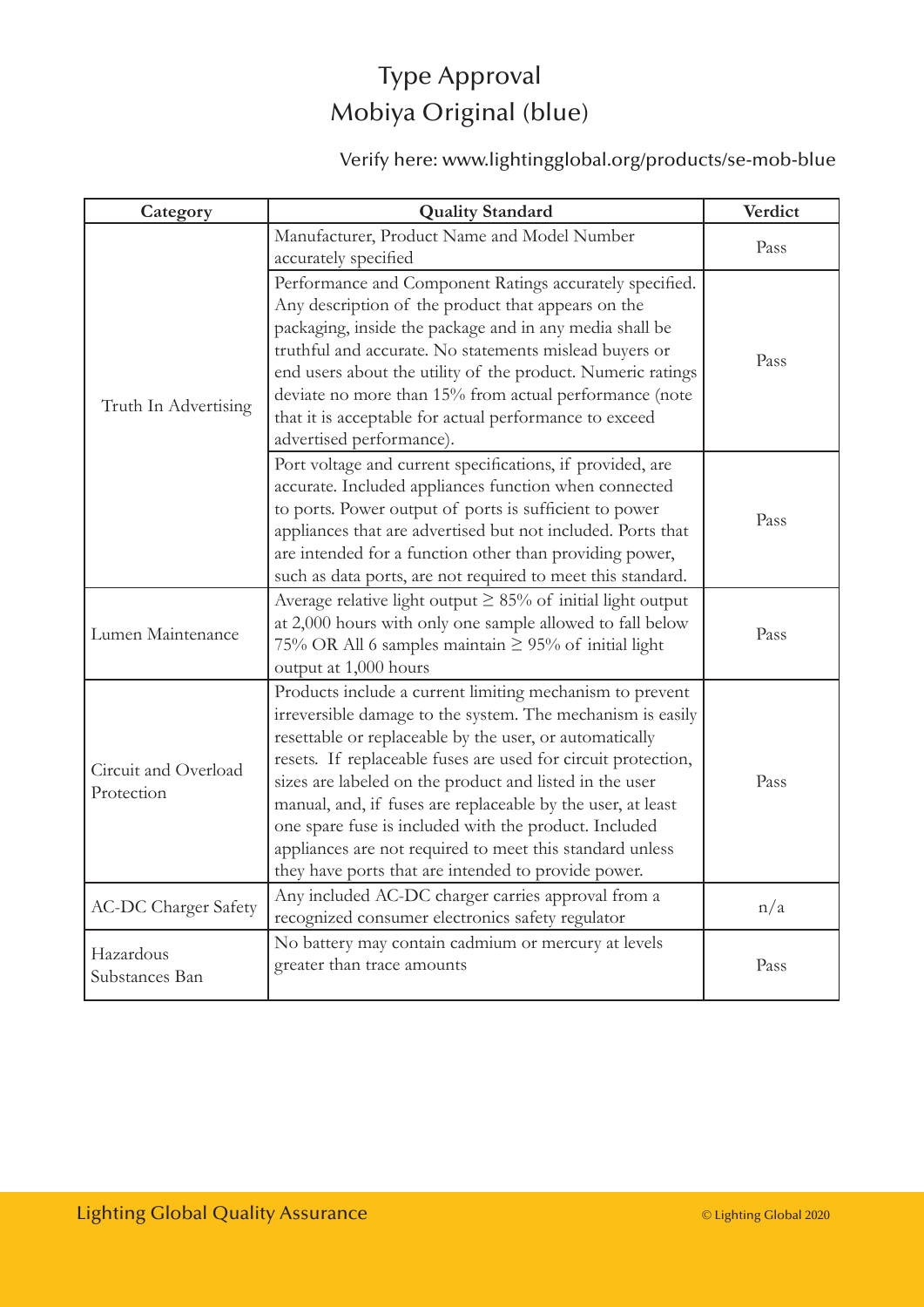# Type Approval
# Mobiya Original (blue)

Verify here: www.lightingglobal.org/products/se-mob-blue

| Category | Quality Standard | Verdict |
|---|---|---|
| Truth In Advertising | Manufacturer, Product Name and Model Number accurately specified | Pass |
| | Performance and Component Ratings accurately specified. Any description of the product that appears on the packaging, inside the package and in any media shall be truthful and accurate. No statements mislead buyers or end users about the utility of the product. Numeric ratings deviate no more than 15% from actual performance (note that it is acceptable for actual performance to exceed advertised performance). | Pass |
| | Port voltage and current specifications, if provided, are accurate. Included appliances function when connected to ports. Power output of ports is sufficient to power appliances that are advertised but not included. Ports that are intended for a function other than providing power, such as data ports, are not required to meet this standard. | Pass |
| Lumen Maintenance | Average relative light output ≥ 85% of initial light output at 2,000 hours with only one sample allowed to fall below 75% OR All 6 samples maintain ≥ 95% of initial light output at 1,000 hours | Pass |
| Circuit and Overload Protection | Products include a current limiting mechanism to prevent irreversible damage to the system. The mechanism is easily resettable or replaceable by the user, or automatically resets. If replaceable fuses are used for circuit protection, sizes are labeled on the product and listed in the user manual, and, if fuses are replaceable by the user, at least one spare fuse is included with the product. Included appliances are not required to meet this standard unless they have ports that are intended to provide power. | Pass |
| AC-DC Charger Safety | Any included AC-DC charger carries approval from a recognized consumer electronics safety regulator | n/a |
| Hazardous Substances Ban | No battery may contain cadmium or mercury at levels greater than trace amounts | Pass |

Lighting Global Quality Assurance

© Lighting Global 2020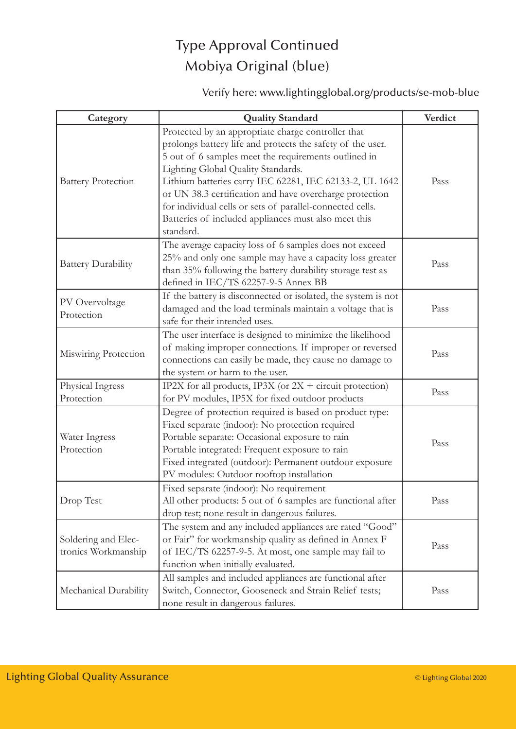# Type Approval Continued
# Mobiya Original (blue)

Verify here: www.lightingglobal.org/products/se-mob-blue

| Category | Quality Standard | Verdict |
|---|---|---|
| Battery Protection | Protected by an appropriate charge controller that prolongs battery life and protects the safety of the user. 5 out of 6 samples meet the requirements outlined in Lighting Global Quality Standards. Lithium batteries carry IEC 62281, IEC 62133-2, UL 1642 or UN 38.3 certification and have overcharge protection for individual cells or sets of parallel-connected cells. Batteries of included appliances must also meet this standard. | Pass |
| Battery Durability | The average capacity loss of 6 samples does not exceed 25% and only one sample may have a capacity loss greater than 35% following the battery durability storage test as defined in IEC/TS 62257-9-5 Annex BB | Pass |
| PV Overvoltage Protection | If the battery is disconnected or isolated, the system is not damaged and the load terminals maintain a voltage that is safe for their intended uses. | Pass |
| Miswiring Protection | The user interface is designed to minimize the likelihood of making improper connections. If improper or reversed connections can easily be made, they cause no damage to the system or harm to the user. | Pass |
| Physical Ingress Protection | IP2X for all products, IP3X (or 2X + circuit protection) for PV modules, IP5X for fixed outdoor products | Pass |
| Water Ingress Protection | Degree of protection required is based on product type: Fixed separate (indoor): No protection required Portable separate: Occasional exposure to rain Portable integrated: Frequent exposure to rain Fixed integrated (outdoor): Permanent outdoor exposure PV modules: Outdoor rooftop installation | Pass |
| Drop Test | Fixed separate (indoor): No requirement All other products: 5 out of 6 samples are functional after drop test; none result in dangerous failures. | Pass |
| Soldering and Electronics Workmanship | The system and any included appliances are rated "Good" or Fair" for workmanship quality as defined in Annex F of IEC/TS 62257-9-5. At most, one sample may fail to function when initially evaluated. | Pass |
| Mechanical Durability | All samples and included appliances are functional after Switch, Connector, Gooseneck and Strain Relief tests; none result in dangerous failures. | Pass |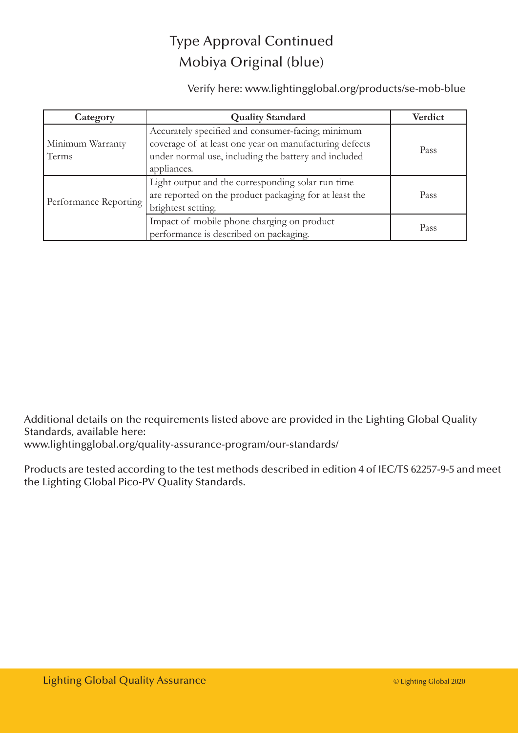# Type Approval Continued
## Mobiya Original (blue)

Verify here: www.lightingglobal.org/products/se-mob-blue

| Category | Quality Standard | Verdict |
|---|---|---|
| Minimum Warranty Terms | Accurately specified and consumer-facing; minimum coverage of at least one year on manufacturing defects under normal use, including the battery and included appliances. | Pass |
| Performance Reporting | Light output and the corresponding solar run time are reported on the product packaging for at least the brightest setting. | Pass |
| | Impact of mobile phone charging on product performance is described on packaging. | Pass |

Additional details on the requirements listed above are provided in the Lighting Global Quality Standards, available here:
www.lightingglobal.org/quality-assurance-program/our-standards/

Products are tested according to the test methods described in edition 4 of IEC/TS 62257-9-5 and meet the Lighting Global Pico-PV Quality Standards.